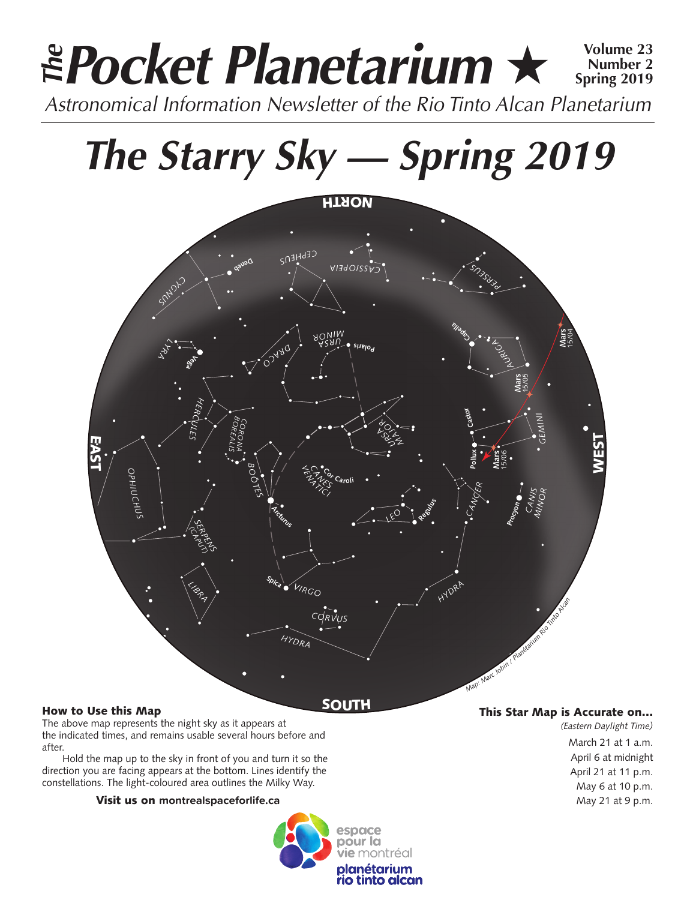# The Pocket Planetarium ★

Volume 23
Number 2
Spring 2019

*Astronomical Information Newsletter of the Rio Tinto Alcan Planetarium*

# *The Starry Sky — Spring 2019*

### How to Use this Map

The above map represents the night sky as it appears at the indicated times, and remains usable several hours before and after.

Hold the map up to the sky in front of you and turn it so the direction you are facing appears at the bottom. Lines identify the constellations. The light-coloured area outlines the Milky Way.

**Visit us on montrealspaceforlife.ca**

### This Star Map is Accurate on...

*(Eastern Daylight Time)*

March 21 at 1 a.m.
April 6 at midnight
April 21 at 11 p.m.
May 6 at 10 p.m.
May 21 at 9 p.m.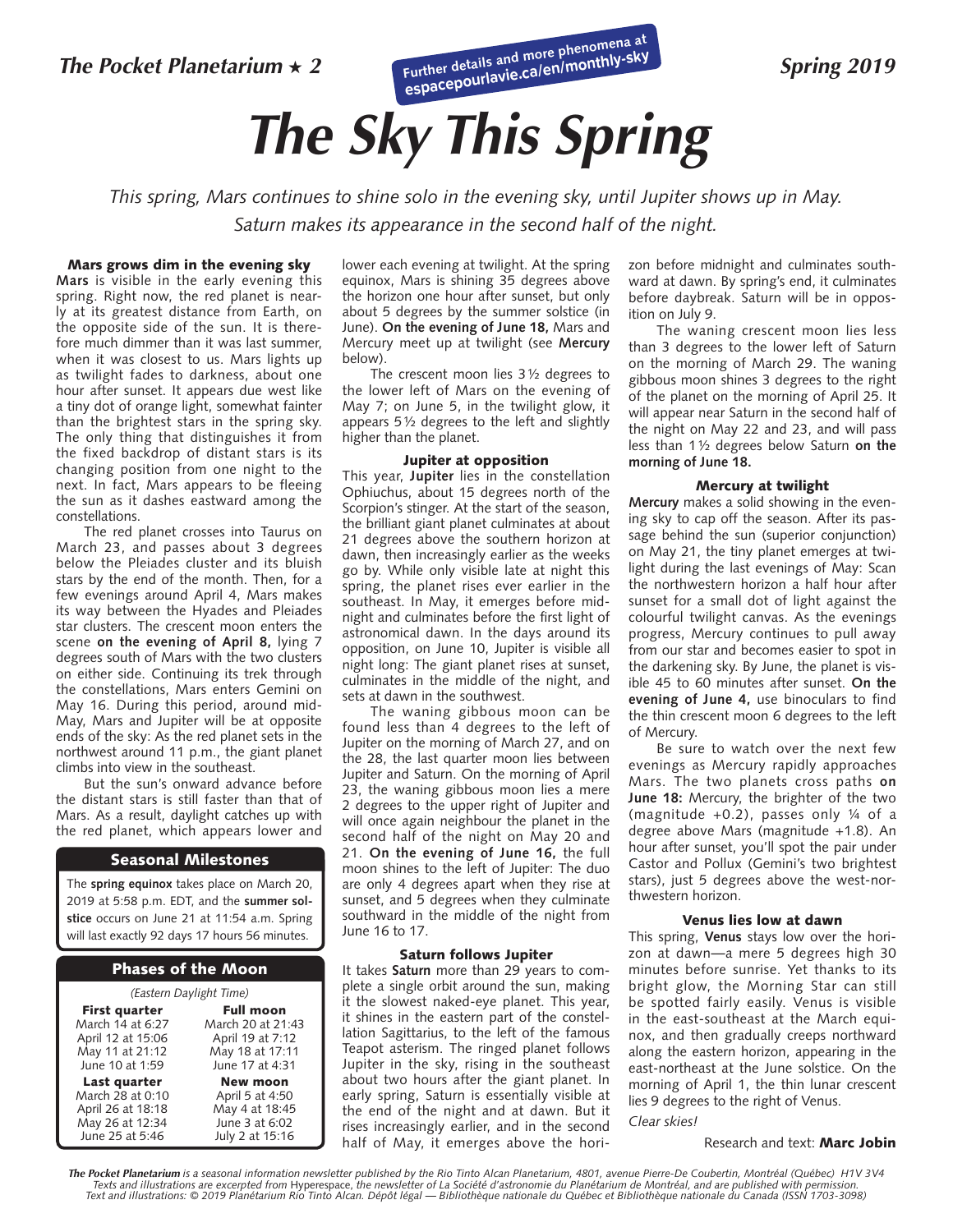Further details and more phenomena at espacepourlavie.ca/en/monthly-sky

# The Sky This Spring

*This spring, Mars continues to shine solo in the evening sky, until Jupiter shows up in May. Saturn makes its appearance in the second half of the night.*

## Mars grows dim in the evening sky

**Mars** is visible in the early evening this spring. Right now, the red planet is nearly at its greatest distance from Earth, on the opposite side of the sun. It is therefore much dimmer than it was last summer, when it was closest to us. Mars lights up as twilight fades to darkness, about one hour after sunset. It appears due west like a tiny dot of orange light, somewhat fainter than the brightest stars in the spring sky. The only thing that distinguishes it from the fixed backdrop of distant stars is its changing position from one night to the next. In fact, Mars appears to be fleeing the sun as it dashes eastward among the constellations.

The red planet crosses into Taurus on March 23, and passes about 3 degrees below the Pleiades cluster and its bluish stars by the end of the month. Then, for a few evenings around April 4, Mars makes its way between the Hyades and Pleiades star clusters. The crescent moon enters the scene **on the evening of April 8,** lying 7 degrees south of Mars with the two clusters on either side. Continuing its trek through the constellations, Mars enters Gemini on May 16. During this period, around mid-May, Mars and Jupiter will be at opposite ends of the sky: As the red planet sets in the northwest around 11 p.m., the giant planet climbs into view in the southeast.

But the sun's onward advance before the distant stars is still faster than that of Mars. As a result, daylight catches up with the red planet, which appears lower and lower each evening at twilight. At the spring equinox, Mars is shining 35 degrees above the horizon one hour after sunset, but only about 5 degrees by the summer solstice (in June). **On the evening of June 18,** Mars and Mercury meet up at twilight (see **Mercury** below).

The crescent moon lies 3½ degrees to the lower left of Mars on the evening of May 7; on June 5, in the twilight glow, it appears 5½ degrees to the left and slightly higher than the planet.

## Seasonal Milestones

The **spring equinox** takes place on March 20, 2019 at 5:58 p.m. EDT, and the **summer solstice** occurs on June 21 at 11:54 a.m. Spring will last exactly 92 days 17 hours 56 minutes.

## Phases of the Moon

*(Eastern Daylight Time)*

| First quarter | Full moon |
|---|---|
| March 14 at 6:27 | March 20 at 21:43 |
| April 12 at 15:06 | April 19 at 7:12 |
| May 11 at 21:12 | May 18 at 17:11 |
| June 10 at 1:59 | June 17 at 4:31 |
| **Last quarter** | **New moon** |
| March 28 at 0:10 | April 5 at 4:50 |
| April 26 at 18:18 | May 4 at 18:45 |
| May 26 at 12:34 | June 3 at 6:02 |
| June 25 at 5:46 | July 2 at 15:16 |

## Jupiter at opposition

This year, **Jupiter** lies in the constellation Ophiuchus, about 15 degrees north of the Scorpion's stinger. At the start of the season, the brilliant giant planet culminates at about 21 degrees above the southern horizon at dawn, then increasingly earlier as the weeks go by. While only visible late at night this spring, the planet rises ever earlier in the southeast. In May, it emerges before midnight and culminates before the first light of astronomical dawn. In the days around its opposition, on June 10, Jupiter is visible all night long: The giant planet rises at sunset, culminates in the middle of the night, and sets at dawn in the southwest.

The waning gibbous moon can be found less than 4 degrees to the left of Jupiter on the morning of March 27, and on the 28, the last quarter moon lies between Jupiter and Saturn. On the morning of April 23, the waning gibbous moon lies a mere 2 degrees to the upper right of Jupiter and will once again neighbour the planet in the second half of the night on May 20 and 21. **On the evening of June 16,** the full moon shines to the left of Jupiter: The duo are only 4 degrees apart when they rise at sunset, and 5 degrees when they culminate southward in the middle of the night from June 16 to 17.

## Saturn follows Jupiter

It takes **Saturn** more than 29 years to complete a single orbit around the sun, making it the slowest naked-eye planet. This year, it shines in the eastern part of the constellation Sagittarius, to the left of the famous Teapot asterism. The ringed planet follows Jupiter in the sky, rising in the southeast about two hours after the giant planet. In early spring, Saturn is essentially visible at the end of the night and at dawn. But it rises increasingly earlier, and in the second half of May, it emerges above the horizon before midnight and culminates southward at dawn. By spring's end, it culminates before daybreak. Saturn will be in opposition on July 9.

The waning crescent moon lies less than 3 degrees to the lower left of Saturn on the morning of March 29. The waning gibbous moon shines 3 degrees to the right of the planet on the morning of April 25. It will appear near Saturn in the second half of the night on May 22 and 23, and will pass less than 1½ degrees below Saturn **on the morning of June 18.**

## Mercury at twilight

**Mercury** makes a solid showing in the evening sky to cap off the season. After its passage behind the sun (superior conjunction) on May 21, the tiny planet emerges at twilight during the last evenings of May: Scan the northwestern horizon a half hour after sunset for a small dot of light against the colourful twilight canvas. As the evenings progress, Mercury continues to pull away from our star and becomes easier to spot in the darkening sky. By June, the planet is visible 45 to 60 minutes after sunset. **On the evening of June 4,** use binoculars to find the thin crescent moon 6 degrees to the left of Mercury.

Be sure to watch over the next few evenings as Mercury rapidly approaches Mars. The two planets cross paths **on June 18:** Mercury, the brighter of the two (magnitude +0.2), passes only ¼ of a degree above Mars (magnitude +1.8). An hour after sunset, you'll spot the pair under Castor and Pollux (Gemini's two brightest stars), just 5 degrees above the west-northwestern horizon.

## Venus lies low at dawn

This spring, **Venus** stays low over the horizon at dawn—a mere 5 degrees high 30 minutes before sunrise. Yet thanks to its bright glow, the Morning Star can still be spotted fairly easily. Venus is visible in the east-southeast at the March equinox, and then gradually creeps northward along the eastern horizon, appearing in the east-northeast at the June solstice. On the morning of April 1, the thin lunar crescent lies 9 degrees to the right of Venus.

*Clear skies!*

Research and text: **Marc Jobin**

***The Pocket Planetarium*** *is a seasonal information newsletter published by the Rio Tinto Alcan Planetarium, 4801, avenue Pierre-De Coubertin, Montréal (Québec) H1V 3V4. Texts and illustrations are excerpted from* Hyperespace*, the newsletter of La Société d'astronomie du Planétarium de Montréal, and are published with permission. Text and illustrations: © 2019 Planétarium Rio Tinto Alcan. Dépôt légal — Bibliothèque nationale du Québec et Bibliothèque nationale du Canada (ISSN 1703-3098)*